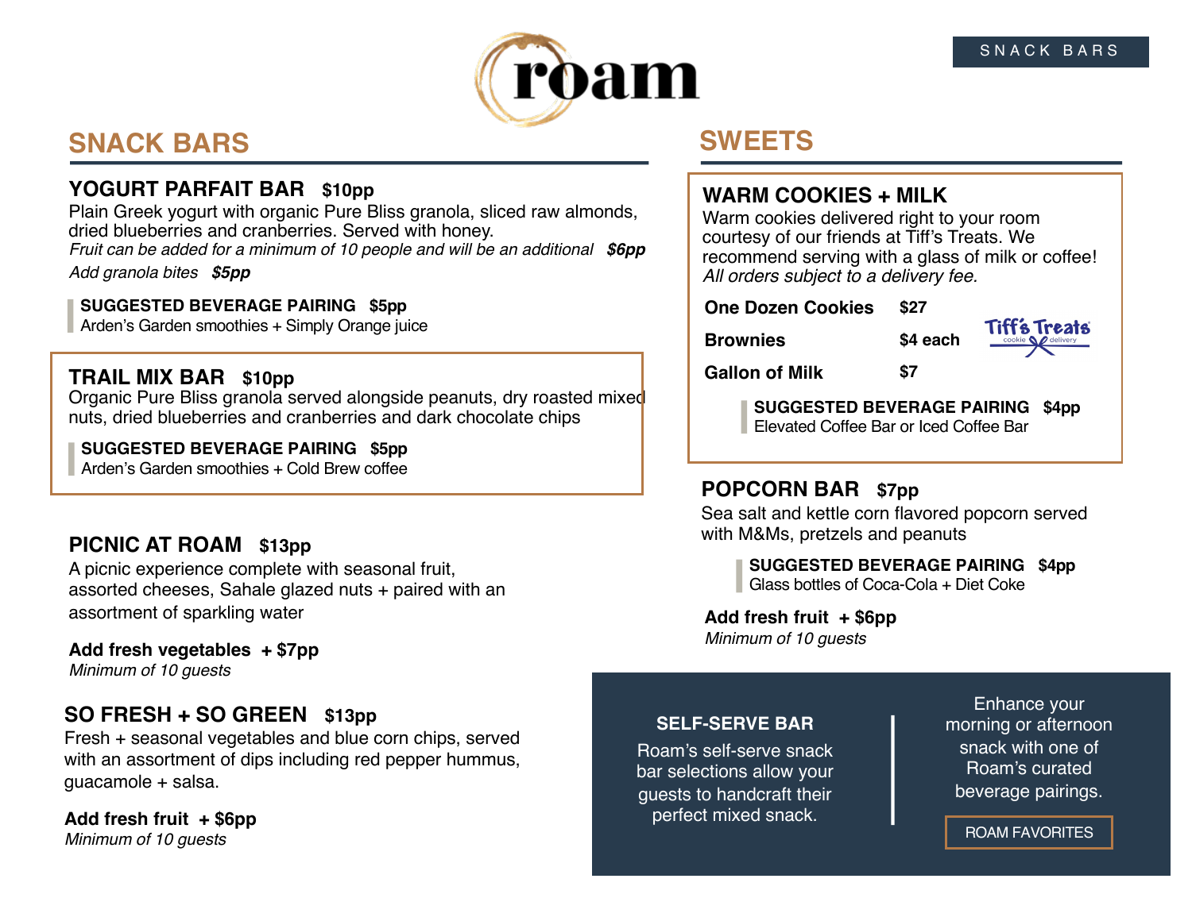# roam

SNACK BARS

## SNACK BARS

### YOGURT PARFAIT BAR **$10pp**

Plain Greek yogurt with organic Pure Bliss granola, sliced raw almonds, dried blueberries and cranberries. Served with honey.

*Fruit can be added for a minimum of 10 people and will be an additional* ***$6pp***

*Add granola bites* ***$5pp***

**SUGGESTED BEVERAGE PAIRING $5pp**
Arden's Garden smoothies + Simply Orange juice

### TRAIL MIX BAR **$10pp**

Organic Pure Bliss granola served alongside peanuts, dry roasted mixed nuts, dried blueberries and cranberries and dark chocolate chips

**SUGGESTED BEVERAGE PAIRING $5pp**
Arden's Garden smoothies + Cold Brew coffee

### PICNIC AT ROAM **$13pp**

A picnic experience complete with seasonal fruit, assorted cheeses, Sahale glazed nuts + paired with an assortment of sparkling water

**Add fresh vegetables + $7pp**
*Minimum of 10 guests*

### SO FRESH + SO GREEN **$13pp**

Fresh + seasonal vegetables and blue corn chips, served with an assortment of dips including red pepper hummus, guacamole + salsa.

**Add fresh fruit + $6pp**
*Minimum of 10 guests*

## SWEETS

### WARM COOKIES + MILK

Warm cookies delivered right to your room courtesy of our friends at Tiff's Treats. We recommend serving with a glass of milk or coffee!
*All orders subject to a delivery fee.*

| | |
|---|---|
| **One Dozen Cookies** | **$27** |
| **Brownies** | **$4 each** |
| **Gallon of Milk** | **$7** |

Tiff's Treats cookie delivery

**SUGGESTED BEVERAGE PAIRING $4pp**
Elevated Coffee Bar or Iced Coffee Bar

### POPCORN BAR **$7pp**

Sea salt and kettle corn flavored popcorn served with M&Ms, pretzels and peanuts

**SUGGESTED BEVERAGE PAIRING $4pp**
Glass bottles of Coca-Cola + Diet Coke

**Add fresh fruit + $6pp**
*Minimum of 10 guests*

**SELF-SERVE BAR**

Roam's self-serve snack bar selections allow your guests to handcraft their perfect mixed snack.

Enhance your morning or afternoon snack with one of Roam's curated beverage pairings.

ROAM FAVORITES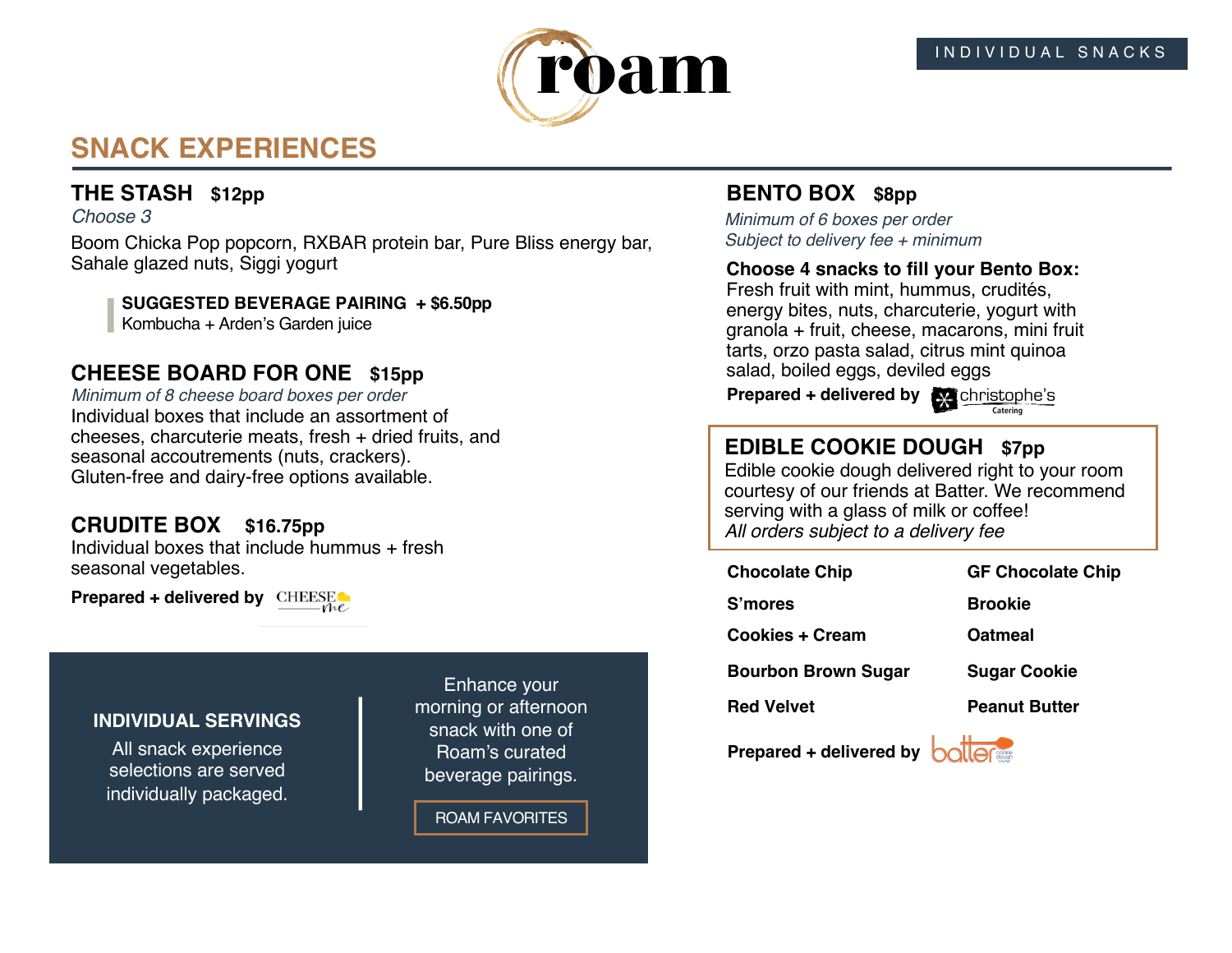roam

INDIVIDUAL SNACKS

# SNACK EXPERIENCES

## THE STASH **$12pp**

*Choose 3*

Boom Chicka Pop popcorn, RXBAR protein bar, Pure Bliss energy bar, Sahale glazed nuts, Siggi yogurt

> **SUGGESTED BEVERAGE PAIRING + $6.50pp**
> Kombucha + Arden's Garden juice

## CHEESE BOARD FOR ONE **$15pp**

*Minimum of 8 cheese board boxes per order*

Individual boxes that include an assortment of cheeses, charcuterie meats, fresh + dried fruits, and seasonal accoutrements (nuts, crackers). Gluten-free and dairy-free options available.

## CRUDITE BOX **$16.75pp**

Individual boxes that include hummus + fresh seasonal vegetables.

**Prepared + delivered by** CHEESE me

**INDIVIDUAL SERVINGS**

All snack experience selections are served individually packaged.

Enhance your morning or afternoon snack with one of Roam's curated beverage pairings.

ROAM FAVORITES

## BENTO BOX **$8pp**

*Minimum of 6 boxes per order*
*Subject to delivery fee + minimum*

**Choose 4 snacks to fill your Bento Box:**
Fresh fruit with mint, hummus, crudités, energy bites, nuts, charcuterie, yogurt with granola + fruit, cheese, macarons, mini fruit tarts, orzo pasta salad, citrus mint quinoa salad, boiled eggs, deviled eggs

**Prepared + delivered by** christophe's Catering

## EDIBLE COOKIE DOUGH **$7pp**

Edible cookie dough delivered right to your room courtesy of our friends at Batter. We recommend serving with a glass of milk or coffee!
*All orders subject to a delivery fee*

| | |
|---|---|
| **Chocolate Chip** | **GF Chocolate Chip** |
| **S'mores** | **Brookie** |
| **Cookies + Cream** | **Oatmeal** |
| **Bourbon Brown Sugar** | **Sugar Cookie** |
| **Red Velvet** | **Peanut Butter** |

**Prepared + delivered by** batter cookie dough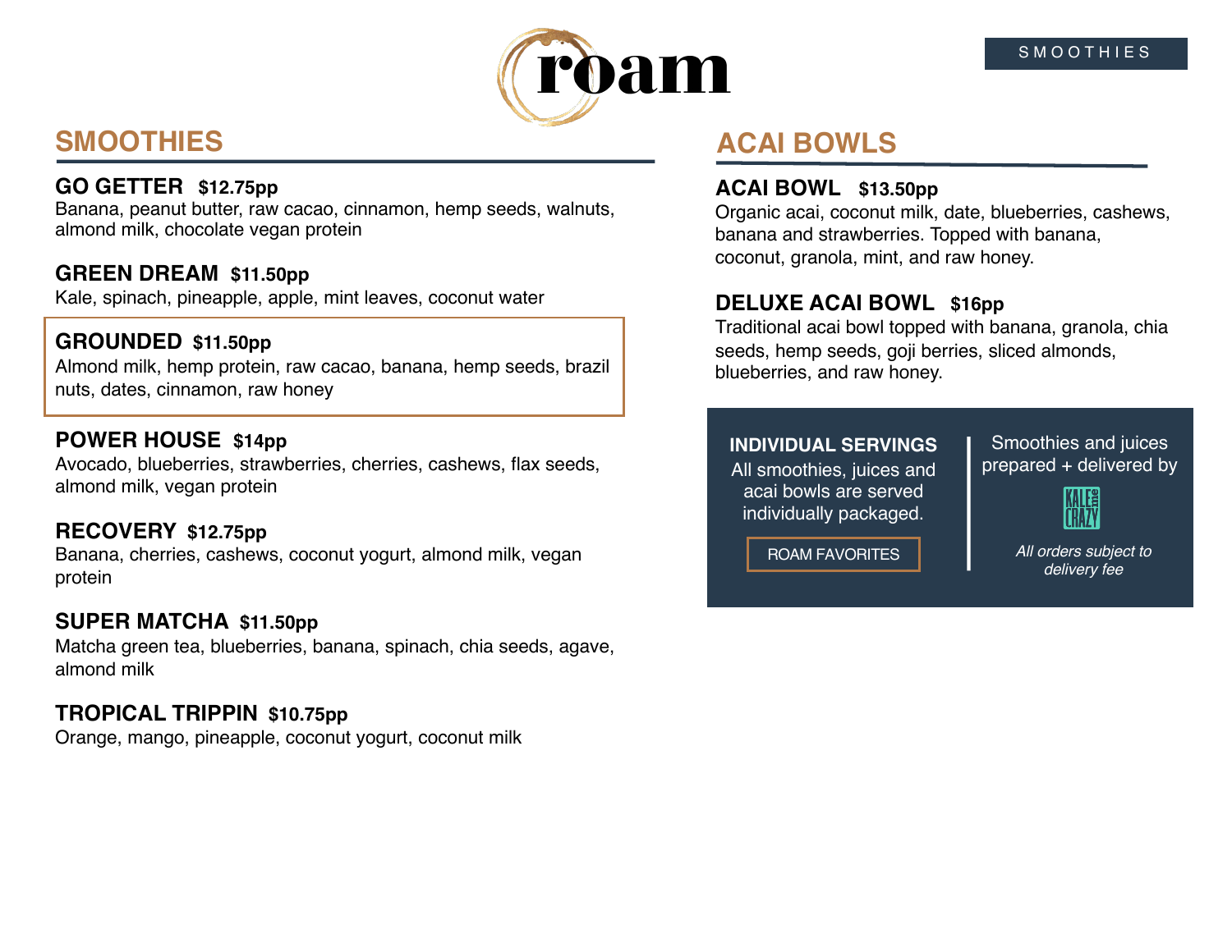# roam

SMOOTHIES

## SMOOTHIES

**GO GETTER** **$12.75pp**
Banana, peanut butter, raw cacao, cinnamon, hemp seeds, walnuts, almond milk, chocolate vegan protein

**GREEN DREAM** **$11.50pp**
Kale, spinach, pineapple, apple, mint leaves, coconut water

**GROUNDED** **$11.50pp**
Almond milk, hemp protein, raw cacao, banana, hemp seeds, brazil nuts, dates, cinnamon, raw honey

**POWER HOUSE** **$14pp**
Avocado, blueberries, strawberries, cherries, cashews, flax seeds, almond milk, vegan protein

**RECOVERY** **$12.75pp**
Banana, cherries, cashews, coconut yogurt, almond milk, vegan protein

**SUPER MATCHA** **$11.50pp**
Matcha green tea, blueberries, banana, spinach, chia seeds, agave, almond milk

**TROPICAL TRIPPIN** **$10.75pp**
Orange, mango, pineapple, coconut yogurt, coconut milk

## ACAI BOWLS

**ACAI BOWL** **$13.50pp**
Organic acai, coconut milk, date, blueberries, cashews, banana and strawberries. Topped with banana, coconut, granola, mint, and raw honey.

**DELUXE ACAI BOWL** **$16pp**
Traditional acai bowl topped with banana, granola, chia seeds, hemp seeds, goji berries, sliced almonds, blueberries, and raw honey.

**INDIVIDUAL SERVINGS**
All smoothies, juices and acai bowls are served individually packaged.

ROAM FAVORITES

Smoothies and juices prepared + delivered by KALE me CRAZY

*All orders subject to delivery fee*